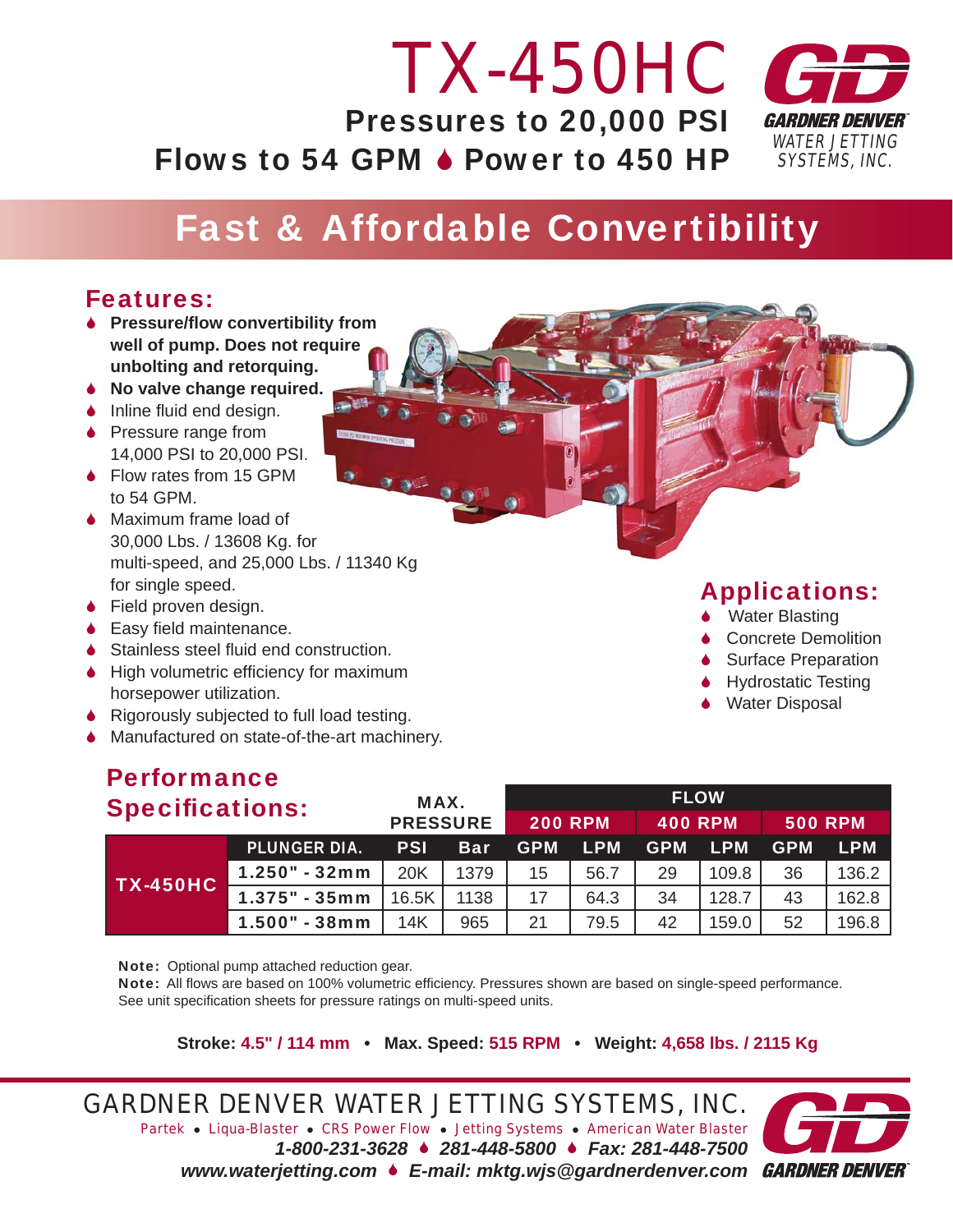# TX-450HC

**Pressures to 20,000 PSI**

**Flows to 54 GPM ♦ Power to 450 HP**

GARDNER DENVER
WATER JETTING SYSTEMS, INC.

## Fast & Affordable Convertibility

### Features:

- **Pressure/flow convertibility from well of pump. Does not require unbolting and retorquing.**
- **No valve change required.**
- Inline fluid end design.
- Pressure range from 14,000 PSI to 20,000 PSI.
- Flow rates from 15 GPM to 54 GPM.
- Maximum frame load of 30,000 Lbs. / 13608 Kg. for multi-speed, and 25,000 Lbs. / 11340 Kg for single speed.
- Field proven design.
- Easy field maintenance.
- Stainless steel fluid end construction.
- High volumetric efficiency for maximum horsepower utilization.
- Rigorously subjected to full load testing.
- Manufactured on state-of-the-art machinery.

### Applications:

- Water Blasting
- Concrete Demolition
- Surface Preparation
- Hydrostatic Testing
- Water Disposal

### Performance Specifications:

| | | MAX. PRESSURE | | FLOW | | | | | |
|---|---|---|---|---|---|---|---|---|---|
| | | | | 200 RPM | | 400 RPM | | 500 RPM | |
| | PLUNGER DIA. | PSI | Bar | GPM | LPM | GPM | LPM | GPM | LPM |
| TX-450HC | 1.250" - 32mm | 20K | 1379 | 15 | 56.7 | 29 | 109.8 | 36 | 136.2 |
| | 1.375" - 35mm | 16.5K | 1138 | 17 | 64.3 | 34 | 128.7 | 43 | 162.8 |
| | 1.500" - 38mm | 14K | 965 | 21 | 79.5 | 42 | 159.0 | 52 | 196.8 |

**Note:** Optional pump attached reduction gear.
**Note:** All flows are based on 100% volumetric efficiency. Pressures shown are based on single-speed performance. See unit specification sheets for pressure ratings on multi-speed units.

**Stroke: 4.5" / 114 mm • Max. Speed: 515 RPM • Weight: 4,658 lbs. / 2115 Kg**

GARDNER DENVER WATER JETTING SYSTEMS, INC.

Partek • Liqua-Blaster • CRS Power Flow • Jetting Systems • American Water Blaster

*1-800-231-3628 ♦ 281-448-5800 ♦ Fax: 281-448-7500*

*www.waterjetting.com ♦ E-mail: mktg.wjs@gardnerdenver.com*

GARDNER DENVER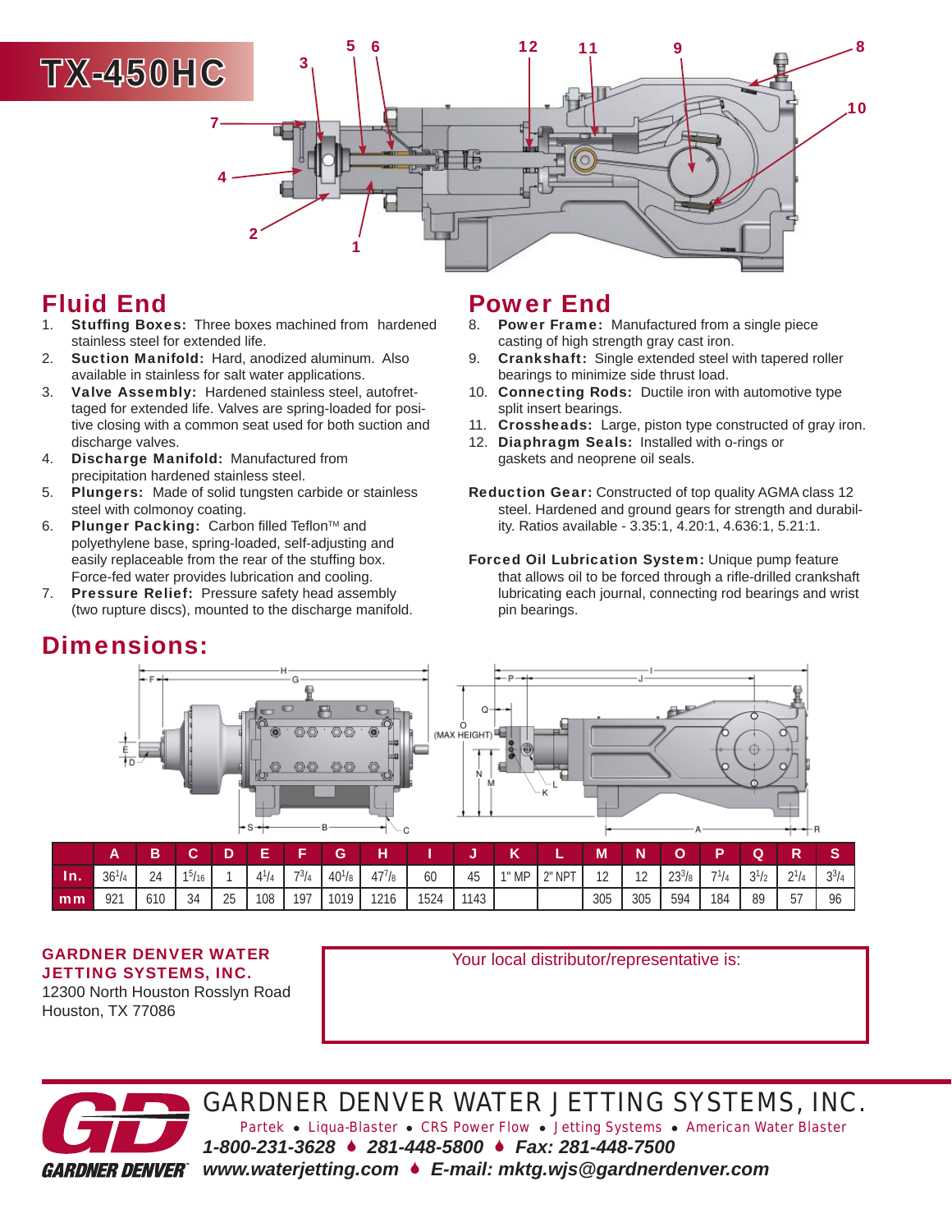# TX-450HC

## Fluid End

1. **Stuffing Boxes:** Three boxes machined from hardened stainless steel for extended life.
2. **Suction Manifold:** Hard, anodized aluminum. Also available in stainless for salt water applications.
3. **Valve Assembly:** Hardened stainless steel, autofrettaged for extended life. Valves are spring-loaded for positive closing with a common seat used for both suction and discharge valves.
4. **Discharge Manifold:** Manufactured from precipitation hardened stainless steel.
5. **Plungers:** Made of solid tungsten carbide or stainless steel with colmonoy coating.
6. **Plunger Packing:** Carbon filled Teflon™ and polyethylene base, spring-loaded, self-adjusting and easily replaceable from the rear of the stuffing box. Force-fed water provides lubrication and cooling.
7. **Pressure Relief:** Pressure safety head assembly (two rupture discs), mounted to the discharge manifold.

## Power End

8. **Power Frame:** Manufactured from a single piece casting of high strength gray cast iron.
9. **Crankshaft:** Single extended steel with tapered roller bearings to minimize side thrust load.
10. **Connecting Rods:** Ductile iron with automotive type split insert bearings.
11. **Crossheads:** Large, piston type constructed of gray iron.
12. **Diaphragm Seals:** Installed with o-rings or gaskets and neoprene oil seals.

**Reduction Gear:** Constructed of top quality AGMA class 12 steel. Hardened and ground gears for strength and durability. Ratios available - 3.35:1, 4.20:1, 4.636:1, 5.21:1.

**Forced Oil Lubrication System:** Unique pump feature that allows oil to be forced through a rifle-drilled crankshaft lubricating each journal, connecting rod bearings and wrist pin bearings.

## Dimensions:

(MAX HEIGHT)

| | A | B | C | D | E | F | G | H | I | J | K | L | M | N | O | P | Q | R | S |
|---|---|---|---|---|---|---|---|---|---|---|---|---|---|---|---|---|---|---|---|
| In. | 36 1/4 | 24 | 1 5/16 | 1 | 4 1/4 | 7 3/4 | 40 1/8 | 47 7/8 | 60 | 45 | 1" MP | 2" NPT | 12 | 12 | 23 3/8 | 7 1/4 | 3 1/2 | 2 1/4 | 3 3/4 |
| mm | 921 | 610 | 34 | 25 | 108 | 197 | 1019 | 1216 | 1524 | 1143 | | | 305 | 305 | 594 | 184 | 89 | 57 | 96 |

**GARDNER DENVER WATER JETTING SYSTEMS, INC.**
12300 North Houston Rosslyn Road
Houston, TX 77086

Your local distributor/representative is:

GARDNER DENVER WATER JETTING SYSTEMS, INC.
Partek • Liqua-Blaster • CRS Power Flow • Jetting Systems • American Water Blaster
*1-800-231-3628 ♦ 281-448-5800 ♦ Fax: 281-448-7500*
*www.waterjetting.com ♦ E-mail: mktg.wjs@gardnerdenver.com*

GARDNER DENVER